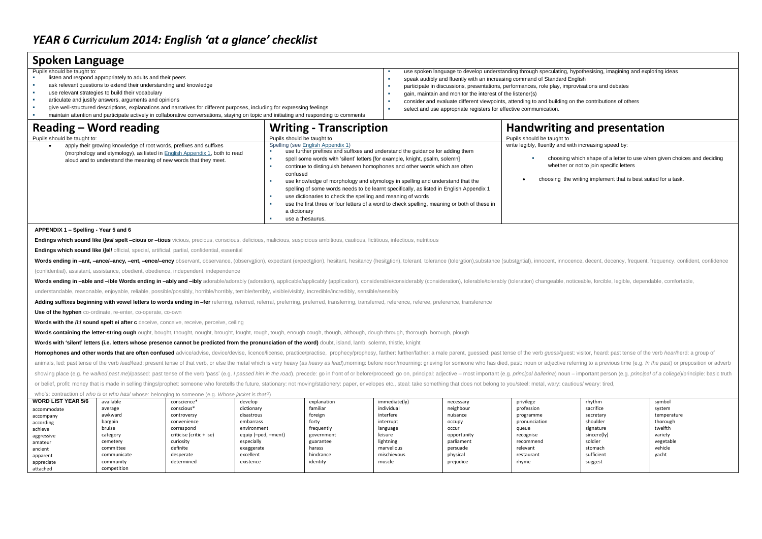# *YEAR 6 Curriculum 2014: English 'at a glance' checklist*

## Spoken Language

Pupils should be taught to:

- listen and respond appropriately to adults and their peers
- ask relevant questions to extend their understanding and knowledge
- use relevant strategies to build their vocabulary
- articulate and justify answers, arguments and opinions
- give well-structured descriptions, explanations and narratives for different purposes, including for expressing feelings
- maintain attention and participate actively in collaborative conversations, staying on topic and initiating and responding to comments
- use spoken language to develop understanding through speculating, hypothesising, imagining and exploring ideas
- speak audibly and fluently with an increasing command of Standard English
- participate in discussions, presentations, performances, role play, improvisations and debates
- gain, maintain and monitor the interest of the listener(s)
- consider and evaluate different viewpoints, attending to and building on the contributions of others
- select and use appropriate registers for effective communication.

## Reading – Word reading

Pupils should be taught to:

- apply their growing knowledge of root words, prefixes and suffixes (morphology and etymology), as listed in English Appendix 1, both to read aloud and to understand the meaning of new words that they meet.

## Writing - Transcription

Pupils should be taught to

Spelling (see English Appendix 1)

- use further prefixes and suffixes and understand the guidance for adding them
- spell some words with 'silent' letters [for example, knight, psalm, solemn]
- continue to distinguish between homophones and other words which are often confused
- use knowledge of morphology and etymology in spelling and understand that the spelling of some words needs to be learnt specifically, as listed in English Appendix 1
- use dictionaries to check the spelling and meaning of words
- use the first three or four letters of a word to check spelling, meaning or both of these in a dictionary
- use a thesaurus.

## Handwriting and presentation

Pupils should be taught to

write legibly, fluently and with increasing speed by:

- choosing which shape of a letter to use when given choices and deciding whether or not to join specific letters
- choosing the writing implement that is best suited for a task.

**APPENDIX 1 – Spelling - Year 5 and 6**

**Endings which sound like /ʃəs/ spelt –cious or –tious** vicious, precious, conscious, delicious, malicious, suspicious ambitious, cautious, fictitious, infectious, nutritious

**Endings which sound like /ʃəl/** official, special, artificial, partial, confidential, essential

**Words ending in –ant, –ance/–ancy, –ent, –ence/–ency** observant, observance, (observation), expectant (expectation), hesitant, hesitancy (hesitation), tolerant, tolerance (toleration),substance (substantial), innocent, innocence, decent, decency, frequent, frequency, confident, confidence (confidential), assistant, assistance, obedient, obedience, independent, independence

**Words ending in –able and –ible Words ending in –ably and –ibly** adorable/adorably (adoration), applicable/applicably (application), considerable/considerably (consideration), tolerable/tolerably (toleration) changeable, noticeable, forcible, legible, dependable, comfortable, understandable, reasonable, enjoyable, reliable, possible/possibly, horrible/horribly, terrible/terribly, visible/visibly, incredible/incredibly, sensible/sensibly

**Adding suffixes beginning with vowel letters to words ending in –fer** referring, referred, referral, preferring, preferred, transferring, transferred, reference, referee, preference, transference

**Use of the hyphen** co-ordinate, re-enter, co-operate, co-own

**Words with the /i:/ sound spelt ei after c** deceive, conceive, receive, perceive, ceiling

**Words containing the letter-string ough** ought, bought, thought, nought, brought, fought, rough, tough, enough cough, though, although, dough through, thorough, borough, plough

**Words with 'silent' letters (i.e. letters whose presence cannot be predicted from the pronunciation of the word)** doubt, island, lamb, solemn, thistle, knight

**Homophones and other words that are often confused** advice/advise, device/devise, licence/license, practice/practise, prophecy/prophesy, farther: further/father: a male parent, guessed: past tense of the verb *guess*/guest: visitor, heard: past tense of the verb *hear*/herd: a group of animals, led: past tense of the verb *lead*/lead: present tense of that verb, or else the metal which is very heavy (*as heavy as lead*),morning: before noon/mourning: grieving for someone who has died, past: noun or adjective referring to a previous time (e.g. *In the past*) or preposition or adverb showing place (e.g. *he walked past me*)/passed: past tense of the verb 'pass' (e.g. *I passed him in the road*), precede: go in front of or before/proceed: go on, principal: adjective – most important (e.g. *principal ballerina*) noun – important person (e.g. *principal of a college*)/principle: basic truth or belief, profit: money that is made in selling things/prophet: someone who foretells the future, stationary: not moving/stationery: paper, envelopes etc., steal: take something that does not belong to you/steel: metal, wary: cautious/ weary: tired,

who's: contraction of *who is* or *who has*/ whose: belonging to someone (e.g. *Whose jacket is that?*)

| WORD LIST YEAR 5/6 | | | | | | | | | |
|---|---|---|---|---|---|---|---|---|---|
| accommodate | available | conscience* | develop | explanation | immediate(ly) | necessary | privilege | rhythm | symbol |
| accompany | average | conscious* | dictionary | familiar | individual | neighbour | profession | sacrifice | system |
| according | awkward | controversy | disastrous | foreign | interfere | nuisance | programme | secretary | temperature |
| achieve | bargain | convenience | embarrass | forty | interrupt | occupy | pronunciation | shoulder | thorough |
| aggressive | bruise | correspond | environment | frequently | language | occur | queue | signature | twelfth |
| amateur | category | criticise (critic + ise) | equip (–ped, –ment) | government | leisure | opportunity | recognise | sincere(ly) | variety |
| ancient | cemetery | curiosity | especially | guarantee | lightning | parliament | recommend | soldier | vegetable |
| apparent | committee | definite | exaggerate | harass | marvellous | persuade | relevant | stomach | vehicle |
| appreciate | communicate | desperate | excellent | hindrance | mischievous | physical | restaurant | sufficient | yacht |
| attached | community | determined | existence | identity | muscle | prejudice | rhyme | suggest | |
| | competition | | | | | | | | |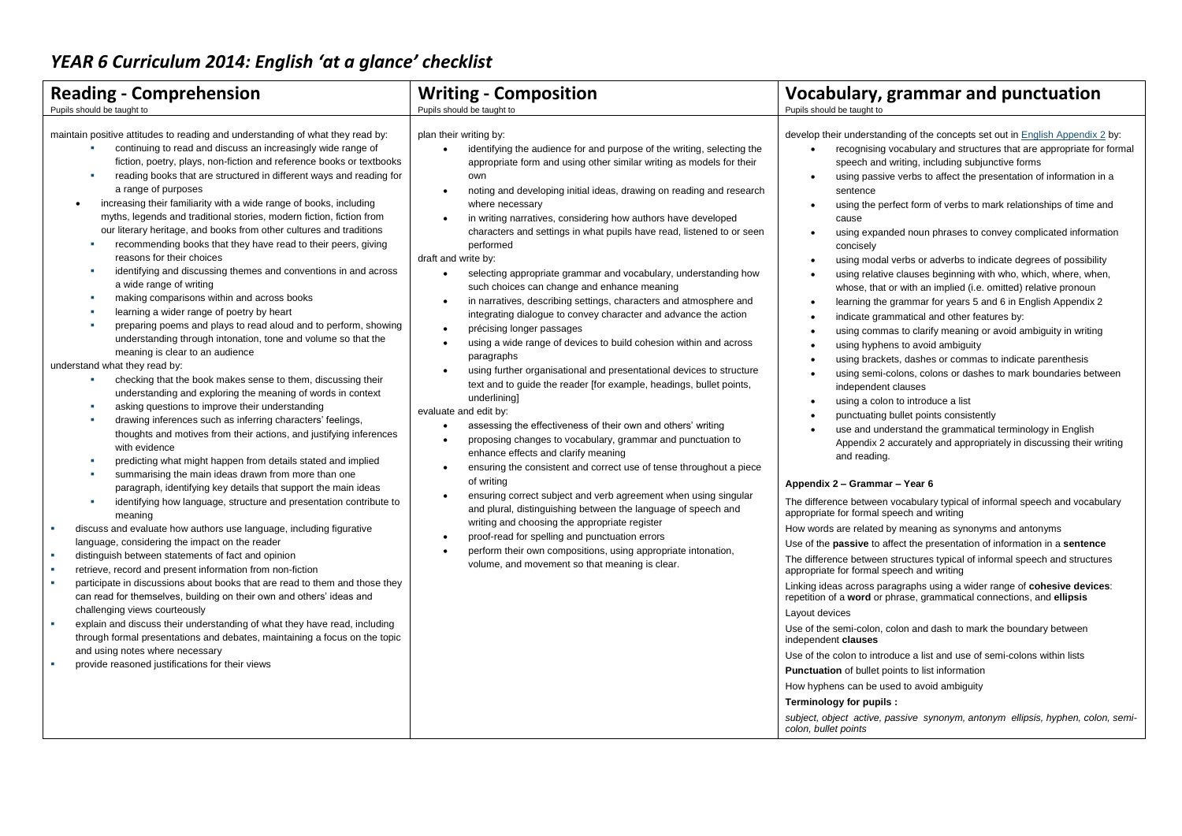# *YEAR 6 Curriculum 2014: English 'at a glance' checklist*

## Reading - Comprehension

Pupils should be taught to

maintain positive attitudes to reading and understanding of what they read by:

- continuing to read and discuss an increasingly wide range of fiction, poetry, plays, non-fiction and reference books or textbooks
- reading books that are structured in different ways and reading for a range of purposes
- increasing their familiarity with a wide range of books, including myths, legends and traditional stories, modern fiction, fiction from our literary heritage, and books from other cultures and traditions
- recommending books that they have read to their peers, giving reasons for their choices
- identifying and discussing themes and conventions in and across a wide range of writing
- making comparisons within and across books
- learning a wider range of poetry by heart
- preparing poems and plays to read aloud and to perform, showing understanding through intonation, tone and volume so that the meaning is clear to an audience

understand what they read by:

- checking that the book makes sense to them, discussing their understanding and exploring the meaning of words in context
- asking questions to improve their understanding
- drawing inferences such as inferring characters' feelings, thoughts and motives from their actions, and justifying inferences with evidence
- predicting what might happen from details stated and implied
- summarising the main ideas drawn from more than one paragraph, identifying key details that support the main ideas
- identifying how language, structure and presentation contribute to meaning

- discuss and evaluate how authors use language, including figurative language, considering the impact on the reader
- distinguish between statements of fact and opinion
- retrieve, record and present information from non-fiction
- participate in discussions about books that are read to them and those they can read for themselves, building on their own and others' ideas and challenging views courteously
- explain and discuss their understanding of what they have read, including through formal presentations and debates, maintaining a focus on the topic and using notes where necessary
- provide reasoned justifications for their views

## Writing - Composition

Pupils should be taught to

plan their writing by:

- identifying the audience for and purpose of the writing, selecting the appropriate form and using other similar writing as models for their own
- noting and developing initial ideas, drawing on reading and research where necessary
- in writing narratives, considering how authors have developed characters and settings in what pupils have read, listened to or seen performed

draft and write by:

- selecting appropriate grammar and vocabulary, understanding how such choices can change and enhance meaning
- in narratives, describing settings, characters and atmosphere and integrating dialogue to convey character and advance the action
- précising longer passages
- using a wide range of devices to build cohesion within and across paragraphs
- using further organisational and presentational devices to structure text and to guide the reader [for example, headings, bullet points, underlining]

evaluate and edit by:

- assessing the effectiveness of their own and others' writing
- proposing changes to vocabulary, grammar and punctuation to enhance effects and clarify meaning
- ensuring the consistent and correct use of tense throughout a piece of writing
- ensuring correct subject and verb agreement when using singular and plural, distinguishing between the language of speech and writing and choosing the appropriate register
- proof-read for spelling and punctuation errors
- perform their own compositions, using appropriate intonation, volume, and movement so that meaning is clear.

## Vocabulary, grammar and punctuation

Pupils should be taught to

develop their understanding of the concepts set out in English Appendix 2 by:

- recognising vocabulary and structures that are appropriate for formal speech and writing, including subjunctive forms
- using passive verbs to affect the presentation of information in a sentence
- using the perfect form of verbs to mark relationships of time and cause
- using expanded noun phrases to convey complicated information concisely
- using modal verbs or adverbs to indicate degrees of possibility
- using relative clauses beginning with who, which, where, when, whose, that or with an implied (i.e. omitted) relative pronoun
- learning the grammar for years 5 and 6 in English Appendix 2
- indicate grammatical and other features by:
- using commas to clarify meaning or avoid ambiguity in writing
- using hyphens to avoid ambiguity
- using brackets, dashes or commas to indicate parenthesis
- using semi-colons, colons or dashes to mark boundaries between independent clauses
- using a colon to introduce a list
- punctuating bullet points consistently
- use and understand the grammatical terminology in English Appendix 2 accurately and appropriately in discussing their writing and reading.

**Appendix 2 – Grammar – Year 6**

The difference between vocabulary typical of informal speech and vocabulary appropriate for formal speech and writing

How words are related by meaning as synonyms and antonyms

Use of the **passive** to affect the presentation of information in a **sentence**

The difference between structures typical of informal speech and structures appropriate for formal speech and writing

Linking ideas across paragraphs using a wider range of **cohesive devices**: repetition of a **word** or phrase, grammatical connections, and **ellipsis**

Layout devices

Use of the semi-colon, colon and dash to mark the boundary between independent **clauses**

Use of the colon to introduce a list and use of semi-colons within lists

**Punctuation** of bullet points to list information

How hyphens can be used to avoid ambiguity

**Terminology for pupils :**

*subject, object active, passive synonym, antonym ellipsis, hyphen, colon, semi-colon, bullet points*